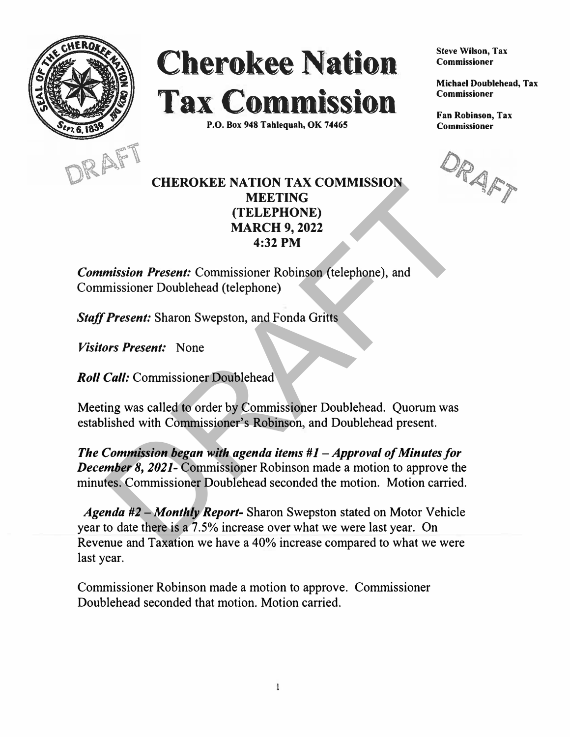# Cherokee Nation Tax Commission

P.O. Box 948 Tahlequah, OK 74465

**Steve Wilson, Tax Commissioner**

**Michael Doublehead, Tax Commissioner**

**Fan Robinson, Tax Commissioner**

DRAFT

## CHEROKEE NATION TAX COMMISSION MEETING (TELEPHONE) MARCH 9, 2022 4:32 PM

***Commission Present:*** Commissioner Robinson (telephone), and Commissioner Doublehead (telephone)

***Staff Present:*** Sharon Swepston, and Fonda Gritts

***Visitors Present:*** None

***Roll Call:*** Commissioner Doublehead

Meeting was called to order by Commissioner Doublehead. Quorum was established with Commissioner's Robinson, and Doublehead present.

***The Commission began with agenda items #1 – Approval of Minutes for December 8, 2021-*** Commissioner Robinson made a motion to approve the minutes. Commissioner Doublehead seconded the motion. Motion carried.

***Agenda #2 – Monthly Report-*** Sharon Swepston stated on Motor Vehicle year to date there is a 7.5% increase over what we were last year. On Revenue and Taxation we have a 40% increase compared to what we were last year.

Commissioner Robinson made a motion to approve. Commissioner Doublehead seconded that motion. Motion carried.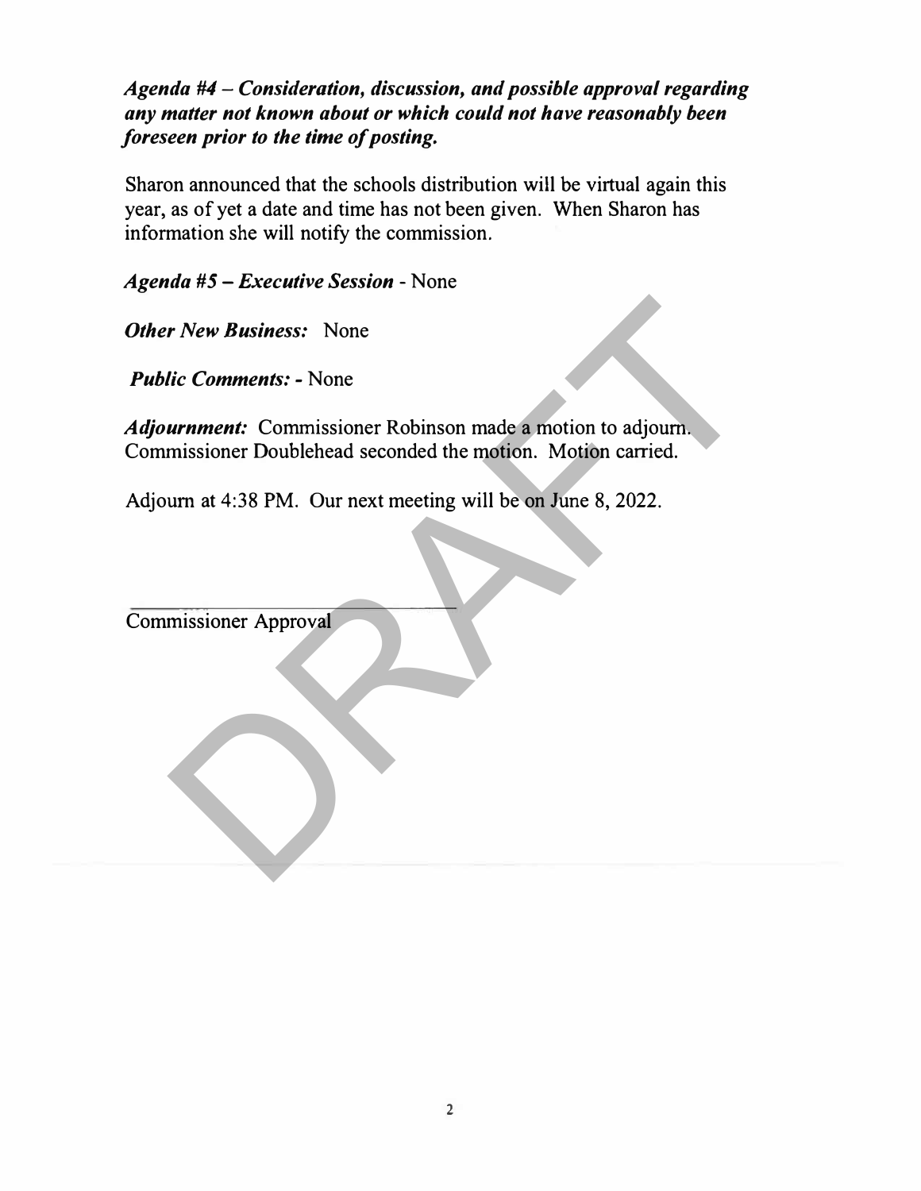***Agenda #4 – Consideration, discussion, and possible approval regarding any matter not known about or which could not have reasonably been foreseen prior to the time of posting.***

Sharon announced that the schools distribution will be virtual again this year, as of yet a date and time has not been given. When Sharon has information she will notify the commission.

***Agenda #5 – Executive Session*** - None

***Other New Business:*** None

***Public Comments:*** - None

***Adjournment:*** Commissioner Robinson made a motion to adjourn. Commissioner Doublehead seconded the motion. Motion carried.

Adjourn at 4:38 PM. Our next meeting will be on June 8, 2022.

\_\_\_\_\_\_\_\_\_\_\_\_\_\_\_\_\_\_\_\_\_\_\_\_\_\_\_\_\_\_

Commissioner Approval

DRAFT